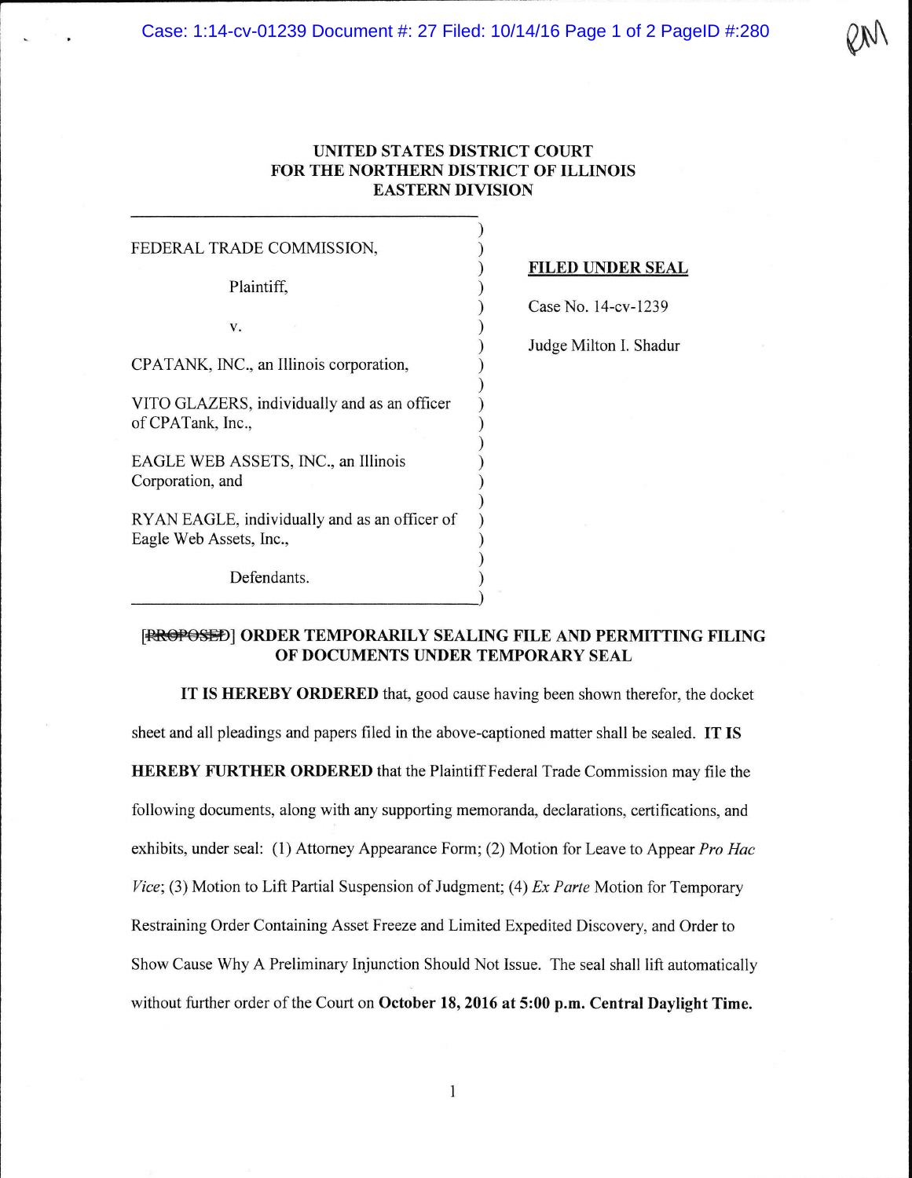UNITED STATES DISTRICT COURT
FOR THE NORTHERN DISTRICT OF ILLINOIS
EASTERN DIVISION

FEDERAL TRADE COMMISSION,

Plaintiff,

v.

CPATANK, INC., an Illinois corporation,

VITO GLAZERS, individually and as an officer of CPATank, Inc.,

EAGLE WEB ASSETS, INC., an Illinois Corporation, and

RYAN EAGLE, individually and as an officer of Eagle Web Assets, Inc.,

Defendants.

**FILED UNDER SEAL**

Case No. 14-cv-1239

Judge Milton I. Shadur

**[~~PROPOSED~~] ORDER TEMPORARILY SEALING FILE AND PERMITTING FILING OF DOCUMENTS UNDER TEMPORARY SEAL**

**IT IS HEREBY ORDERED** that, good cause having been shown therefor, the docket sheet and all pleadings and papers filed in the above-captioned matter shall be sealed. **IT IS HEREBY FURTHER ORDERED** that the Plaintiff Federal Trade Commission may file the following documents, along with any supporting memoranda, declarations, certifications, and exhibits, under seal: (1) Attorney Appearance Form; (2) Motion for Leave to Appear *Pro Hac Vice*; (3) Motion to Lift Partial Suspension of Judgment; (4) *Ex Parte* Motion for Temporary Restraining Order Containing Asset Freeze and Limited Expedited Discovery, and Order to Show Cause Why A Preliminary Injunction Should Not Issue. The seal shall lift automatically without further order of the Court on **October 18, 2016 at 5:00 p.m. Central Daylight Time.**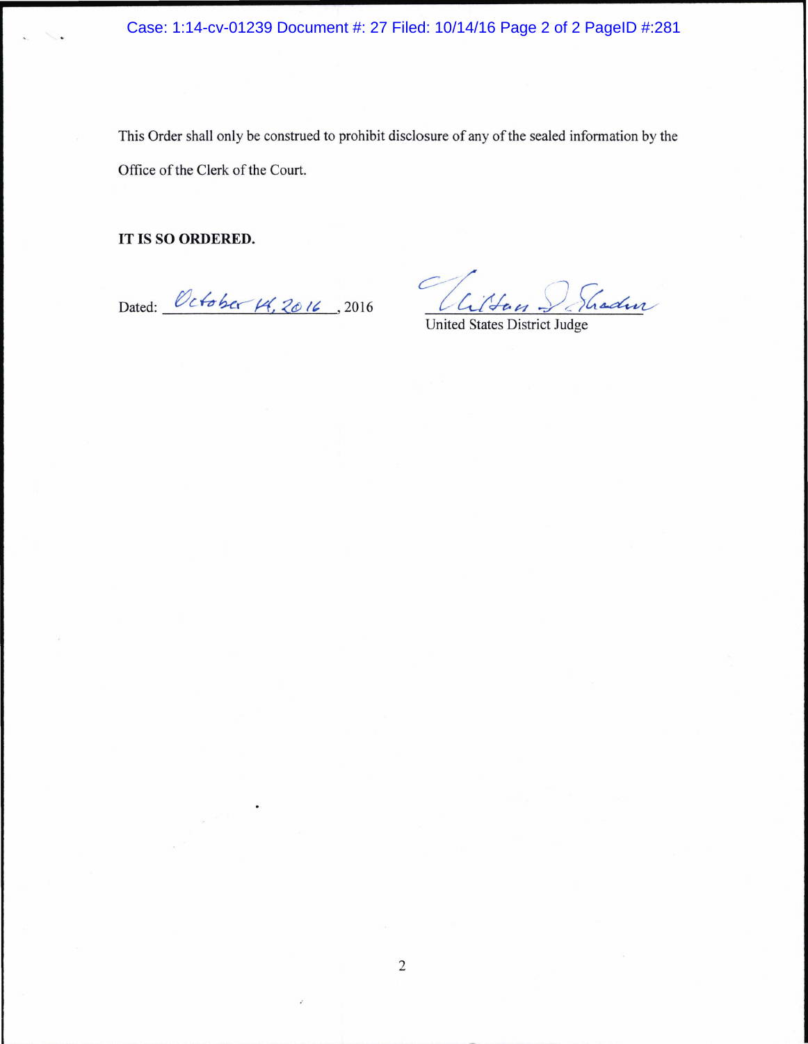This Order shall only be construed to prohibit disclosure of any of the sealed information by the Office of the Clerk of the Court.

**IT IS SO ORDERED.**

Dated: October 14, 2016, 2016

United States District Judge